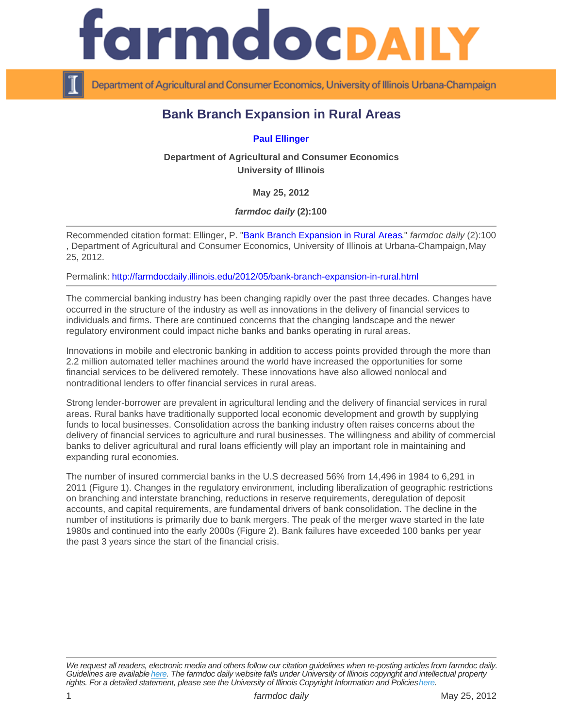# Bank Branch Expansion in Rural Areas

**Paul Ellinger**

**Department of Agricultural and Consumer Economics**
**University of Illinois**

**May 25, 2012**

***farmdoc daily* (2):100**

---

Recommended citation format: Ellinger, P. "Bank Branch Expansion in Rural Areas." *farmdoc daily* (2):100, Department of Agricultural and Consumer Economics, University of Illinois at Urbana-Champaign, May 25, 2012.

Permalink: http://farmdocdaily.illinois.edu/2012/05/bank-branch-expansion-in-rural.html

---

The commercial banking industry has been changing rapidly over the past three decades. Changes have occurred in the structure of the industry as well as innovations in the delivery of financial services to individuals and firms. There are continued concerns that the changing landscape and the newer regulatory environment could impact niche banks and banks operating in rural areas.

Innovations in mobile and electronic banking in addition to access points provided through the more than 2.2 million automated teller machines around the world have increased the opportunities for some financial services to be delivered remotely. These innovations have also allowed nonlocal and nontraditional lenders to offer financial services in rural areas.

Strong lender-borrower are prevalent in agricultural lending and the delivery of financial services in rural areas. Rural banks have traditionally supported local economic development and growth by supplying funds to local businesses. Consolidation across the banking industry often raises concerns about the delivery of financial services to agriculture and rural businesses. The willingness and ability of commercial banks to deliver agricultural and rural loans efficiently will play an important role in maintaining and expanding rural economies.

The number of insured commercial banks in the U.S decreased 56% from 14,496 in 1984 to 6,291 in 2011 (Figure 1). Changes in the regulatory environment, including liberalization of geographic restrictions on branching and interstate branching, reductions in reserve requirements, deregulation of deposit accounts, and capital requirements, are fundamental drivers of bank consolidation. The decline in the number of institutions is primarily due to bank mergers. The peak of the merger wave started in the late 1980s and continued into the early 2000s (Figure 2). Bank failures have exceeded 100 banks per year the past 3 years since the start of the financial crisis.

---

*We request all readers, electronic media and others follow our citation guidelines when re-posting articles from farmdoc daily. Guidelines are available here. The farmdoc daily website falls under University of Illinois copyright and intellectual property rights. For a detailed statement, please see the University of Illinois Copyright Information and Policies here.*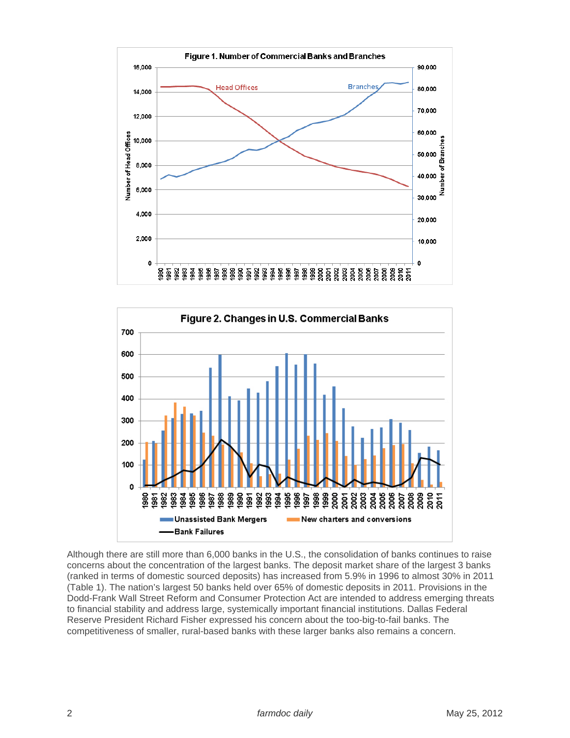Figure 1. Number of Commercial Banks and Branches

Figure 2. Changes in U.S. Commercial Banks

Although there are still more than 6,000 banks in the U.S., the consolidation of banks continues to raise concerns about the concentration of the largest banks. The deposit market share of the largest 3 banks (ranked in terms of domestic sourced deposits) has increased from 5.9% in 1996 to almost 30% in 2011 (Table 1). The nation's largest 50 banks held over 65% of domestic deposits in 2011. Provisions in the Dodd-Frank Wall Street Reform and Consumer Protection Act are intended to address emerging threats to financial stability and address large, systemically important financial institutions. Dallas Federal Reserve President Richard Fisher expressed his concern about the too-big-to-fail banks. The competitiveness of smaller, rural-based banks with these larger banks also remains a concern.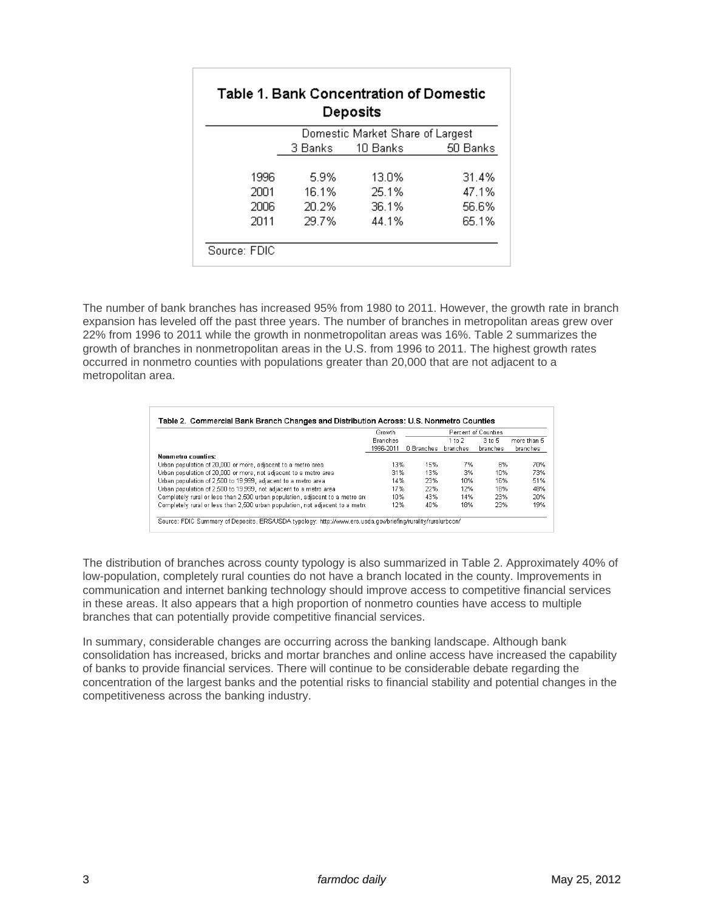**Table 1. Bank Concentration of Domestic Deposits**

| | Domestic Market Share of Largest | | |
|---|---|---|---|
| | 3 Banks | 10 Banks | 50 Banks |
| 1996 | 5.9% | 13.0% | 31.4% |
| 2001 | 16.1% | 25.1% | 47.1% |
| 2006 | 20.2% | 36.1% | 56.6% |
| 2011 | 29.7% | 44.1% | 65.1% |

Source: FDIC

The number of bank branches has increased 95% from 1980 to 2011. However, the growth rate in branch expansion has leveled off the past three years. The number of branches in metropolitan areas grew over 22% from 1996 to 2011 while the growth in nonmetropolitan areas was 16%. Table 2 summarizes the growth of branches in nonmetropolitan areas in the U.S. from 1996 to 2011. The highest growth rates occurred in nonmetro counties with populations greater than 20,000 that are not adjacent to a metropolitan area.

**Table 2. Commercial Bank Branch Changes and Distribution Across: U.S. Nonmetro Counties**

| | Growth Branches 1996-2011 | Percent of Counties | | | |
|---|---|---|---|---|---|
| | | 0 Branches | 1 to 2 branches | 3 to 5 branches | more than 5 branches |
| **Nonmetro counties:** | | | | | |
| Urban population of 20,000 or more, adjacent to a metro area | 13% | 15% | 7% | 8% | 70% |
| Urban population of 20,000 or more, not adjacent to a metro area | 31% | 13% | 3% | 10% | 73% |
| Urban population of 2,500 to 19,999, adjacent to a metro area | 14% | 23% | 10% | 16% | 51% |
| Urban population of 2,500 to 19,999, not adjacent to a metro area | 17% | 22% | 12% | 18% | 48% |
| Completely rural or less than 2,500 urban population, adjacent to a metro are | 10% | 43% | 14% | 23% | 20% |
| Completely rural or less than 2,500 urban population, not adjacent to a metro | 12% | 40% | 18% | 23% | 19% |

Source: FDIC Summary of Deposits, ERS/USDA typology: http://www.ers.usda.gov/briefing/rurality/ruralurbcon/

The distribution of branches across county typology is also summarized in Table 2. Approximately 40% of low-population, completely rural counties do not have a branch located in the county. Improvements in communication and internet banking technology should improve access to competitive financial services in these areas. It also appears that a high proportion of nonmetro counties have access to multiple branches that can potentially provide competitive financial services.

In summary, considerable changes are occurring across the banking landscape. Although bank consolidation has increased, bricks and mortar branches and online access have increased the capability of banks to provide financial services. There will continue to be considerable debate regarding the concentration of the largest banks and the potential risks to financial stability and potential changes in the competitiveness across the banking industry.